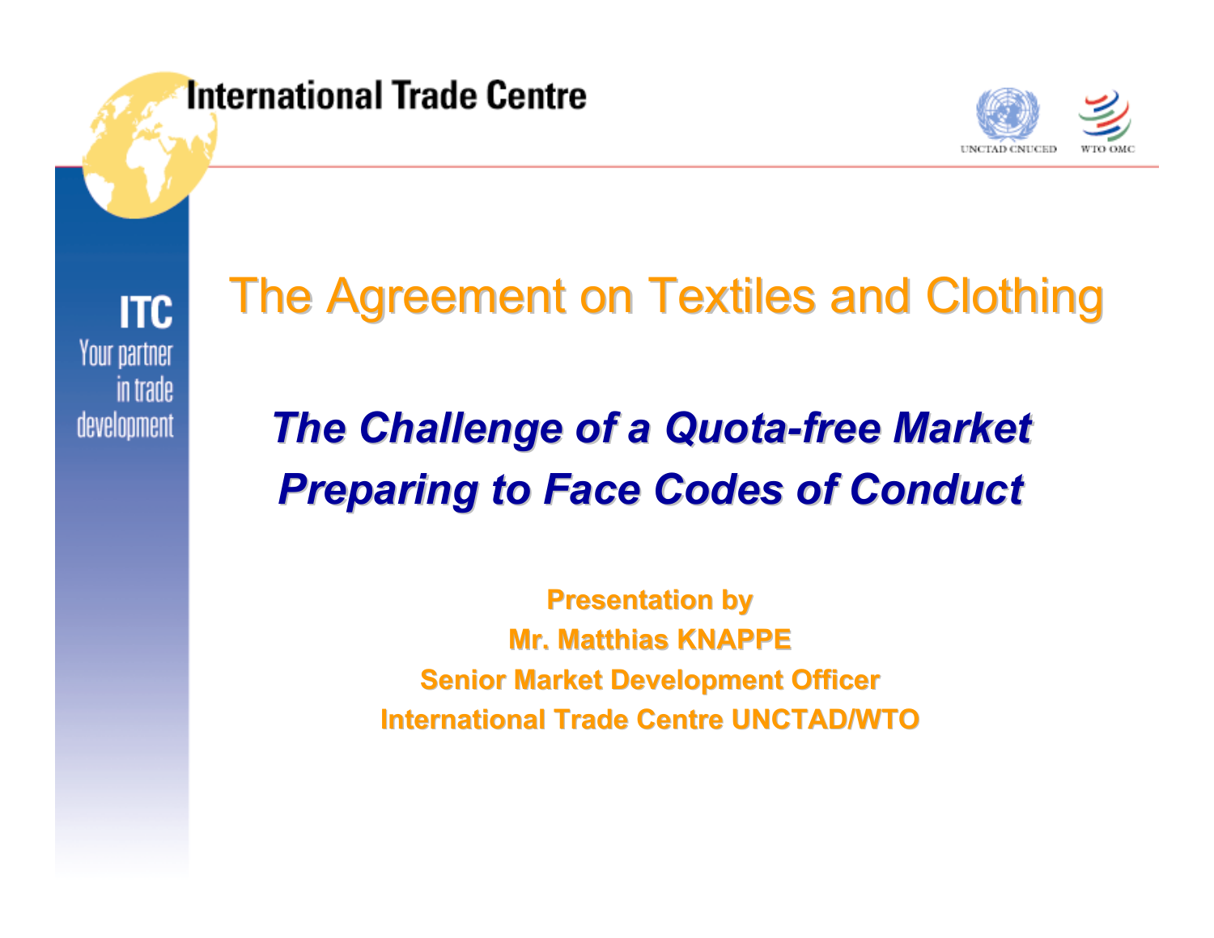International Trade Centre

ITC
Your partner in trade development

UNCTAD CNUCED WTO OMC

# The Agreement on Textiles and Clothing

## *The Challenge of a Quota-free Market*
## *Preparing to Face Codes of Conduct*

**Presentation by**
**Mr. Matthias KNAPPE**
**Senior Market Development Officer**
**International Trade Centre UNCTAD/WTO**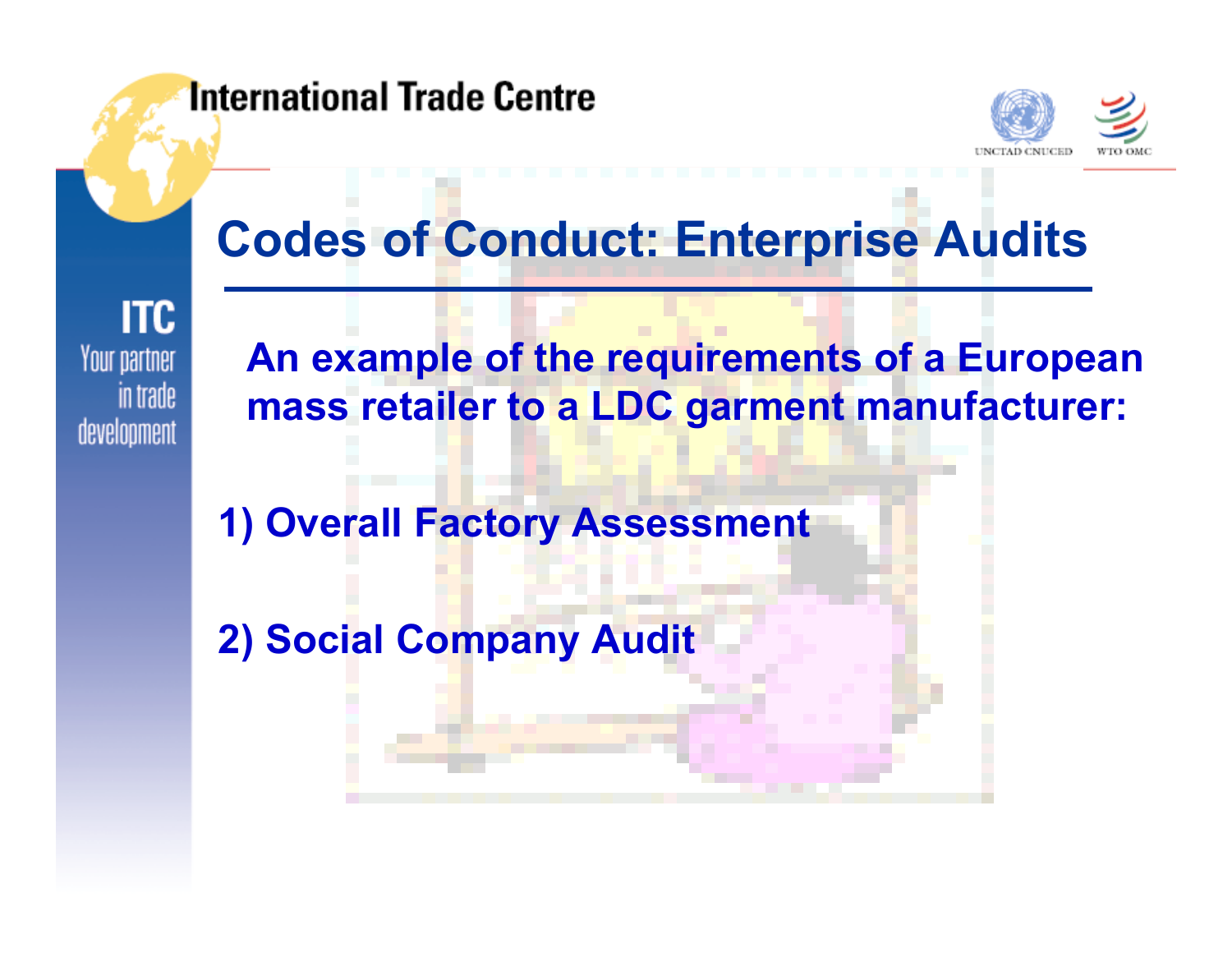# Codes of Conduct: Enterprise Audits

**An example of the requirements of a European mass retailer to a LDC garment manufacturer:**

**1) Overall Factory Assessment**

**2) Social Company Audit**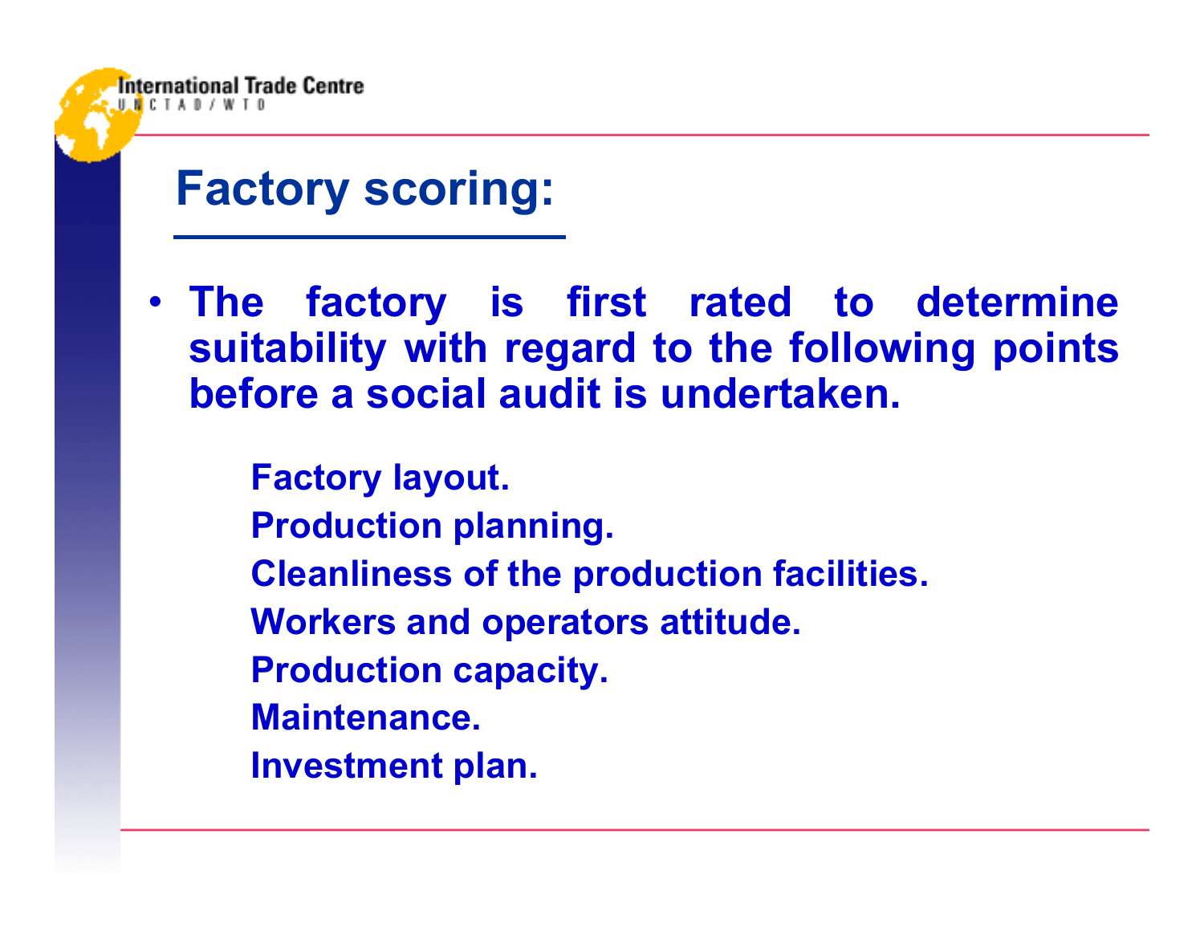# Factory scoring:

- The factory is first rated to determine suitability with regard to the following points before a social audit is undertaken.

  Factory layout.
  Production planning.
  Cleanliness of the production facilities.
  Workers and operators attitude.
  Production capacity.
  Maintenance.
  Investment plan.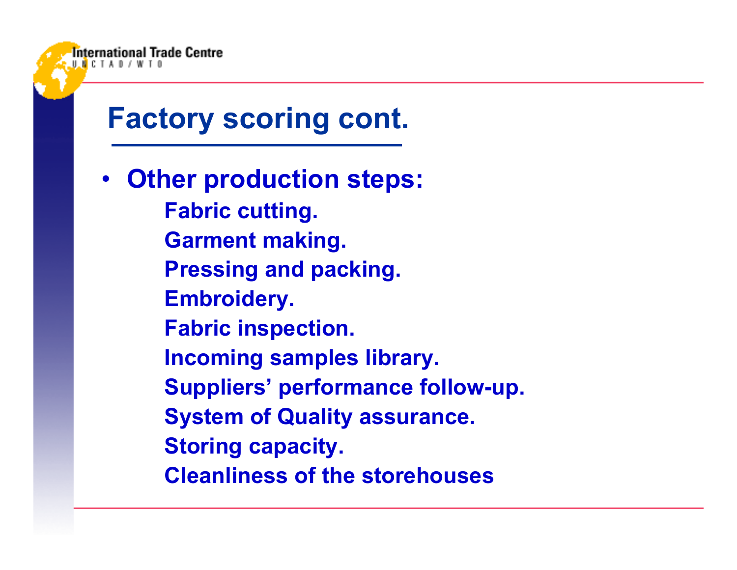# Factory scoring cont.

- **Other production steps:**
  - Fabric cutting.
  - Garment making.
  - Pressing and packing.
  - Embroidery.
  - Fabric inspection.
  - Incoming samples library.
  - Suppliers' performance follow-up.
  - System of Quality assurance.
  - Storing capacity.
  - Cleanliness of the storehouses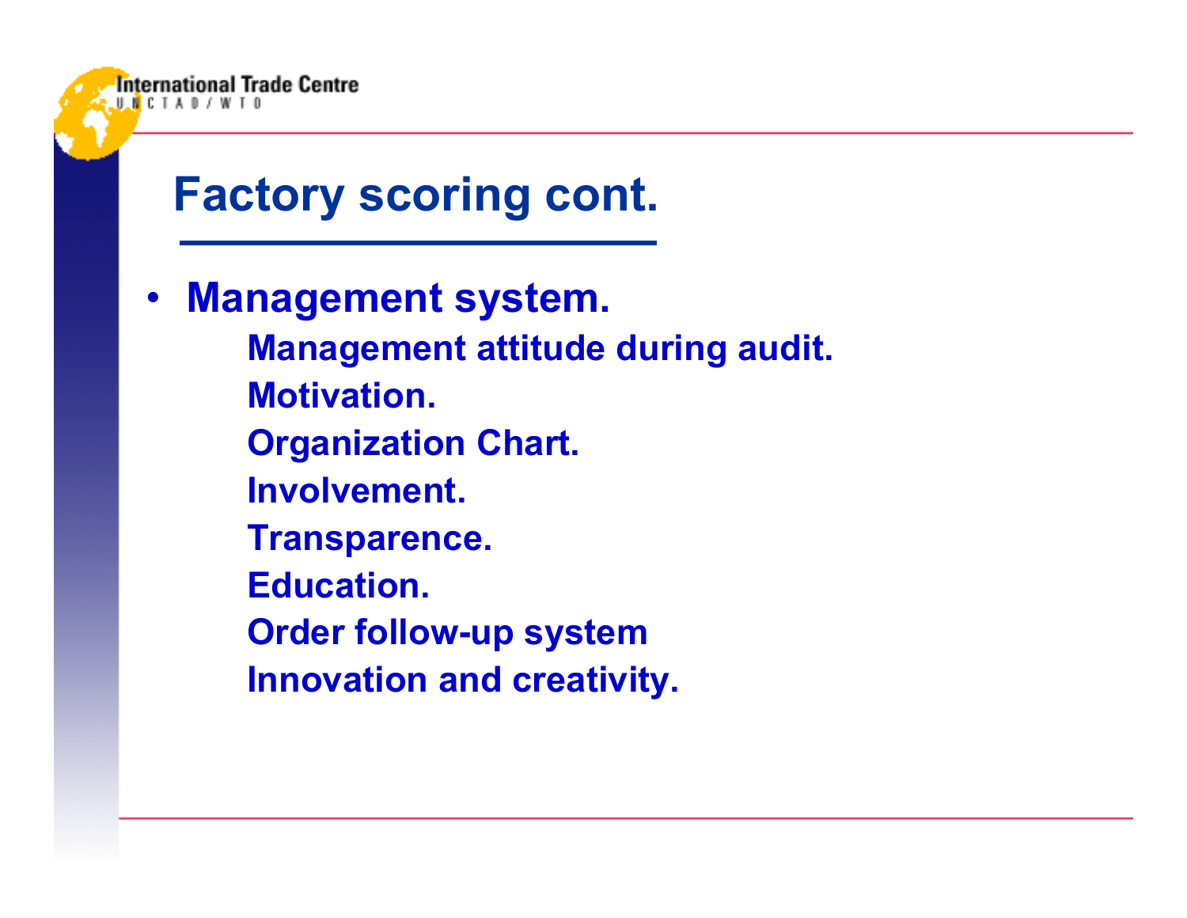# Factory scoring cont.

- **Management system.**
  - Management attitude during audit.
  - Motivation.
  - Organization Chart.
  - Involvement.
  - Transparence.
  - Education.
  - Order follow-up system
  - Innovation and creativity.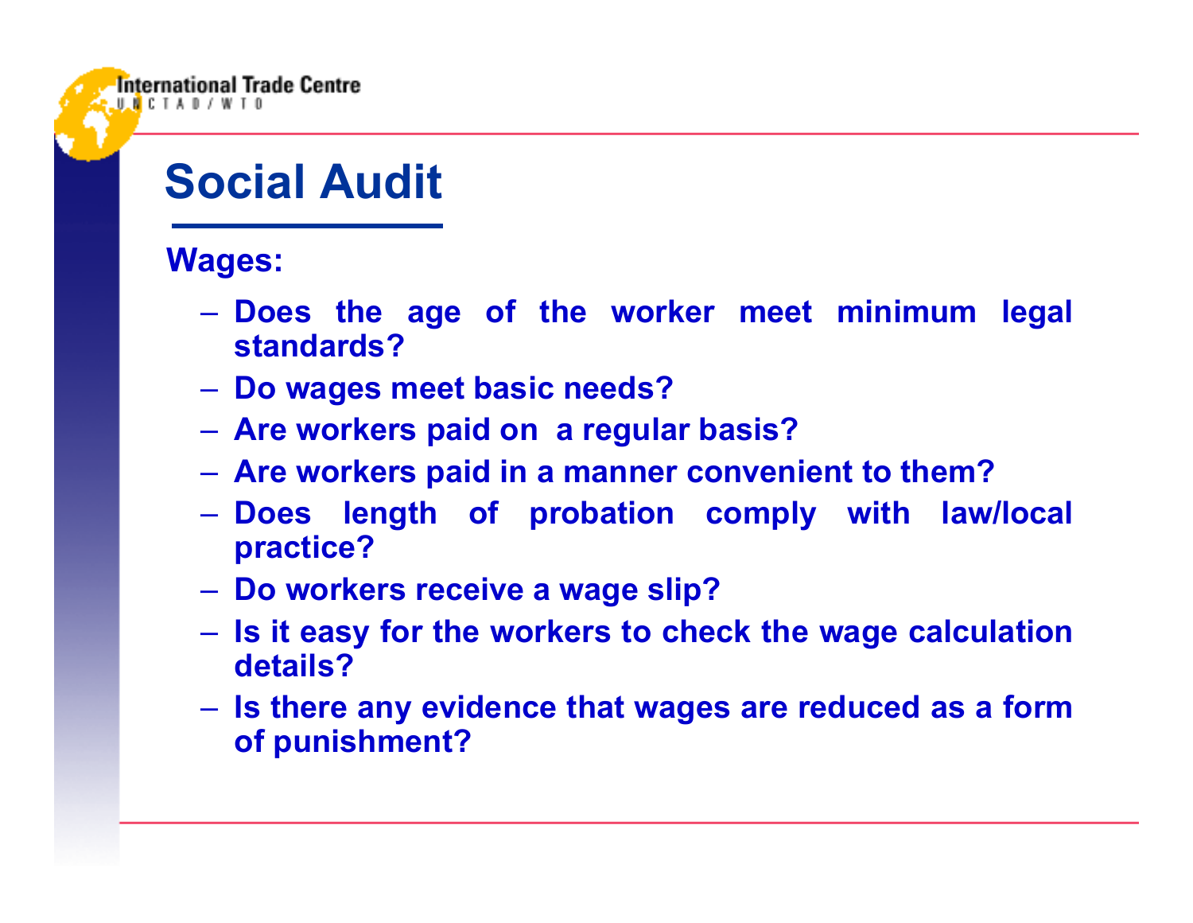# Social Audit

**Wages:**

- **Does the age of the worker meet minimum legal standards?**
- **Do wages meet basic needs?**
- **Are workers paid on a regular basis?**
- **Are workers paid in a manner convenient to them?**
- **Does length of probation comply with law/local practice?**
- **Do workers receive a wage slip?**
- **Is it easy for the workers to check the wage calculation details?**
- **Is there any evidence that wages are reduced as a form of punishment?**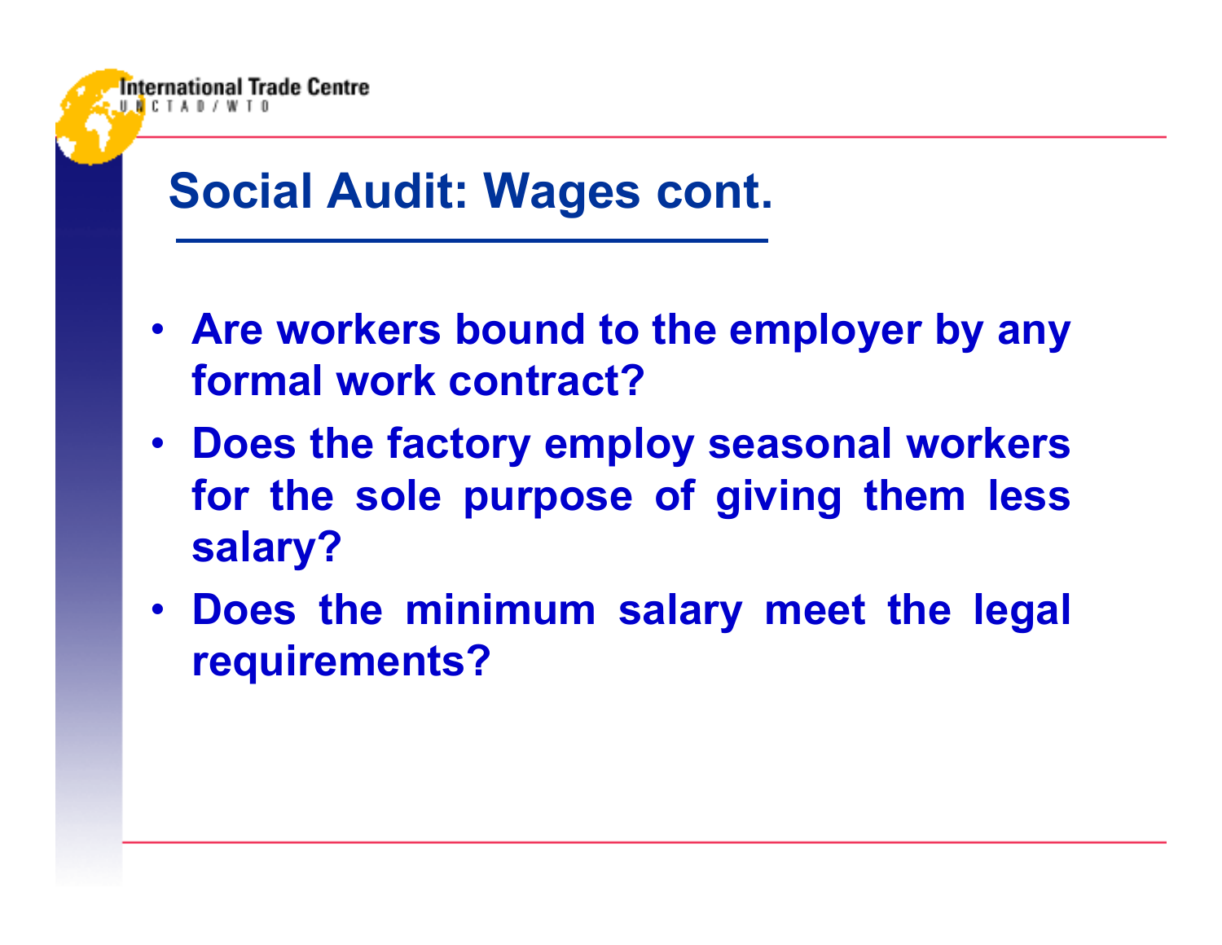## Social Audit: Wages cont.

- Are workers bound to the employer by any formal work contract?
- Does the factory employ seasonal workers for the sole purpose of giving them less salary?
- Does the minimum salary meet the legal requirements?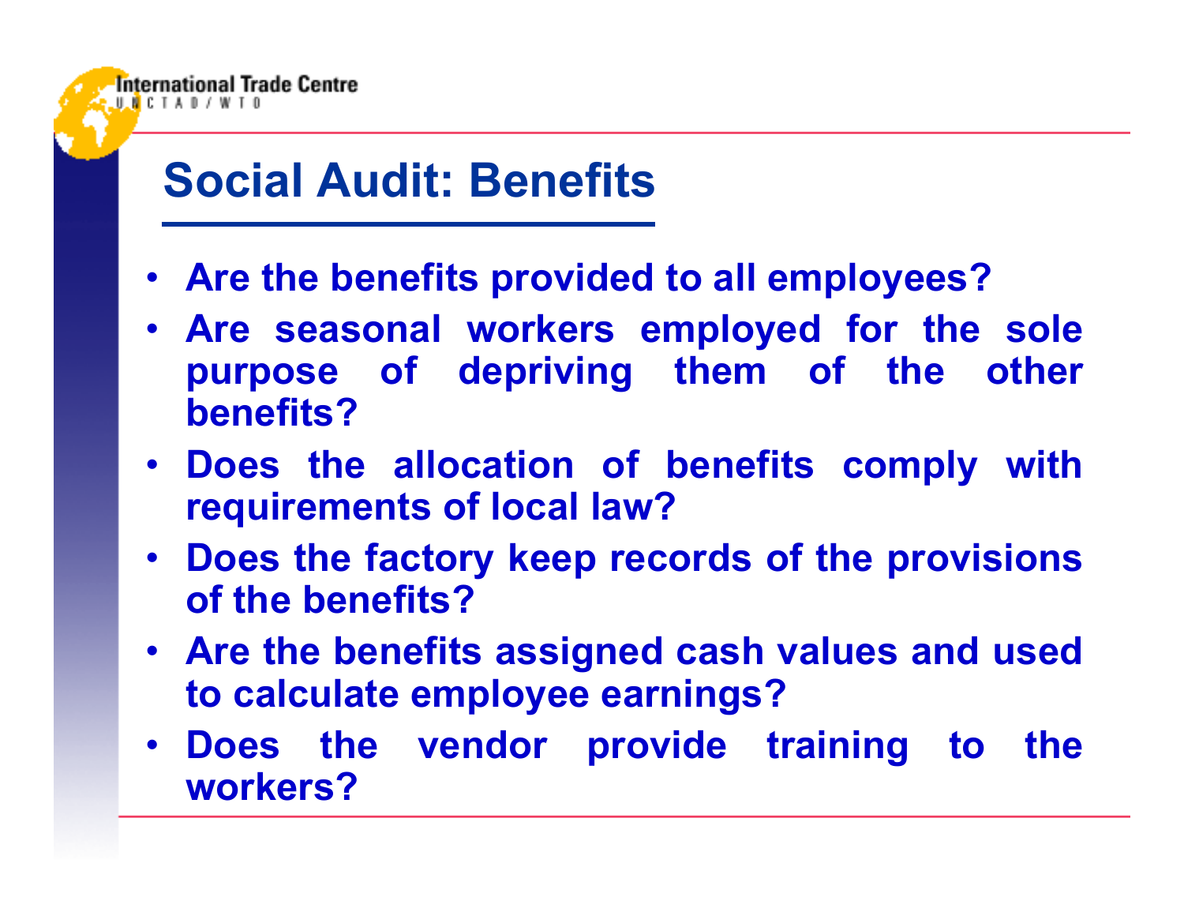# Social Audit: Benefits

- Are the benefits provided to all employees?
- Are seasonal workers employed for the sole purpose of depriving them of the other benefits?
- Does the allocation of benefits comply with requirements of local law?
- Does the factory keep records of the provisions of the benefits?
- Are the benefits assigned cash values and used to calculate employee earnings?
- Does the vendor provide training to the workers?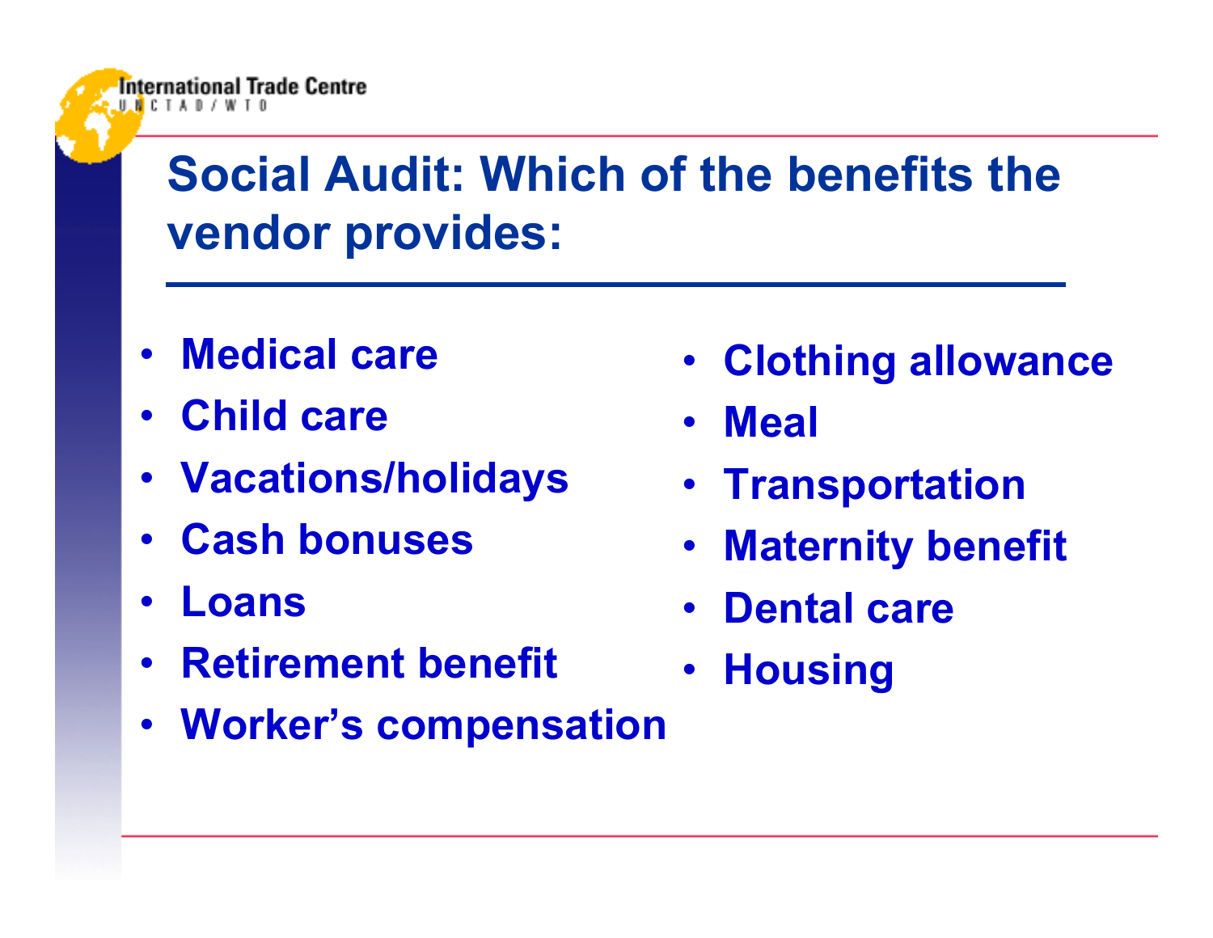# Social Audit: Which of the benefits the vendor provides:

- Medical care
- Child care
- Vacations/holidays
- Cash bonuses
- Loans
- Retirement benefit
- Worker's compensation
- Clothing allowance
- Meal
- Transportation
- Maternity benefit
- Dental care
- Housing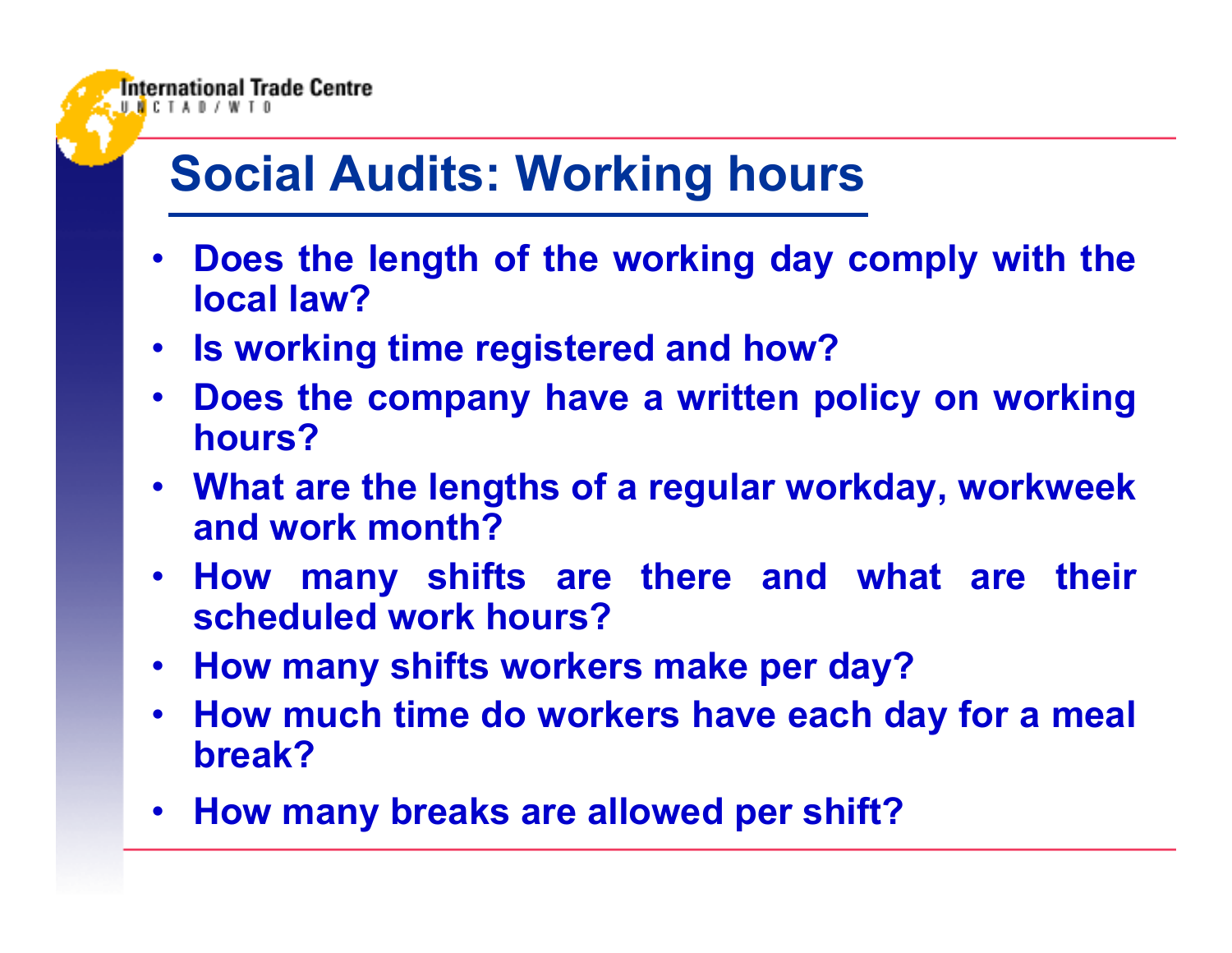# Social Audits: Working hours

- Does the length of the working day comply with the local law?
- Is working time registered and how?
- Does the company have a written policy on working hours?
- What are the lengths of a regular workday, workweek and work month?
- How many shifts are there and what are their scheduled work hours?
- How many shifts workers make per day?
- How much time do workers have each day for a meal break?
- How many breaks are allowed per shift?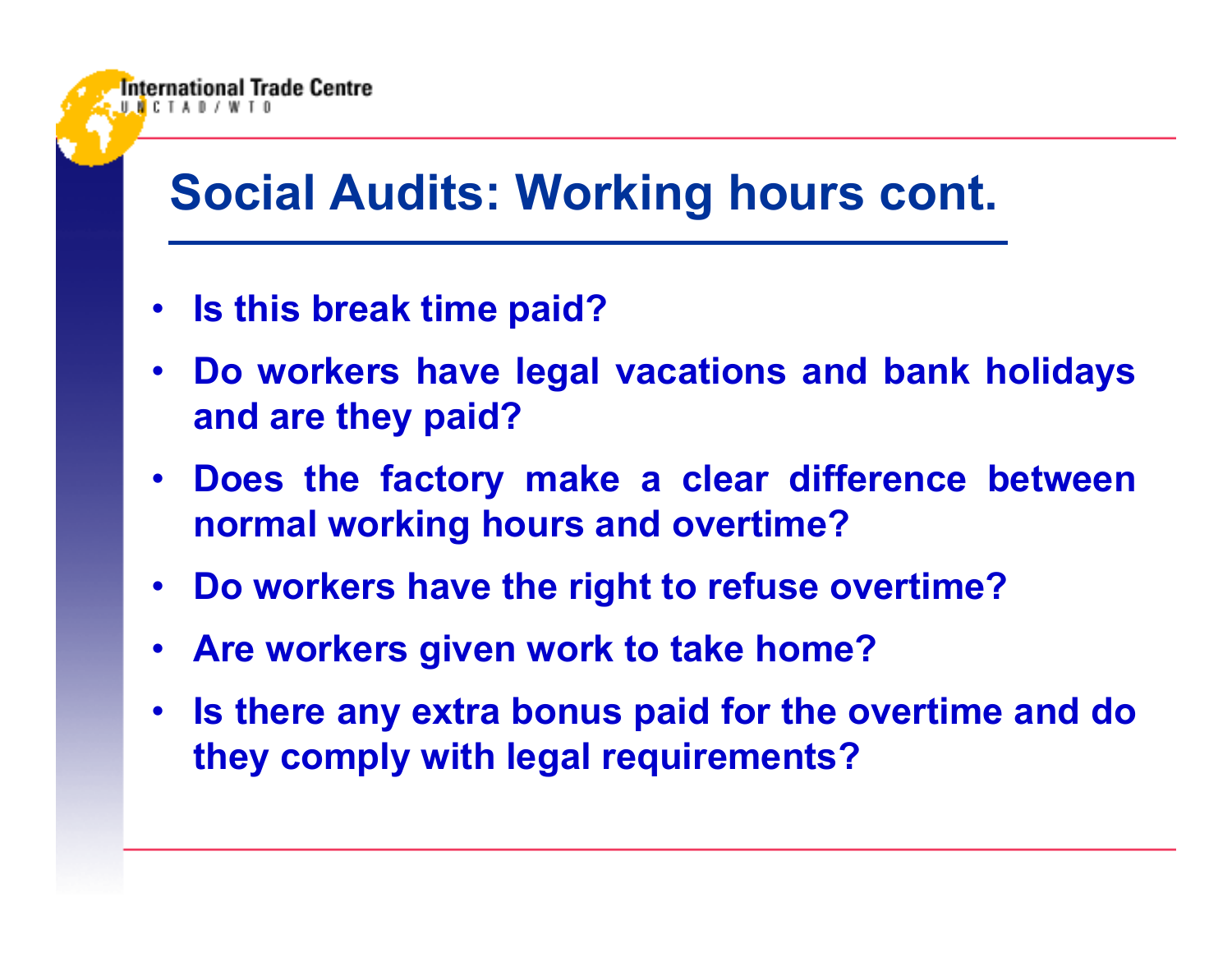# Social Audits: Working hours cont.

- **Is this break time paid?**
- **Do workers have legal vacations and bank holidays and are they paid?**
- **Does the factory make a clear difference between normal working hours and overtime?**
- **Do workers have the right to refuse overtime?**
- **Are workers given work to take home?**
- **Is there any extra bonus paid for the overtime and do they comply with legal requirements?**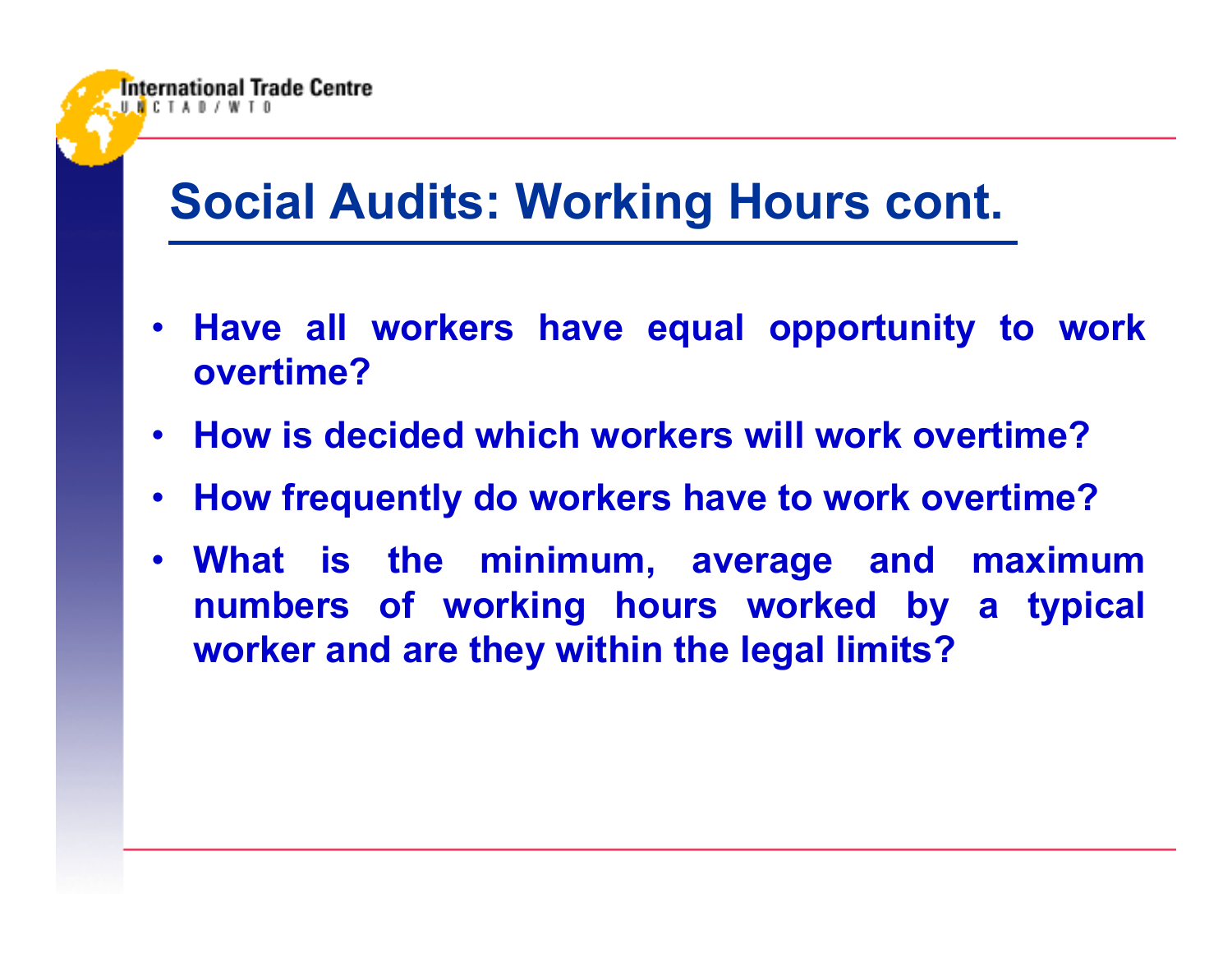# Social Audits: Working Hours cont.

- **Have all workers have equal opportunity to work overtime?**
- **How is decided which workers will work overtime?**
- **How frequently do workers have to work overtime?**
- **What is the minimum, average and maximum numbers of working hours worked by a typical worker and are they within the legal limits?**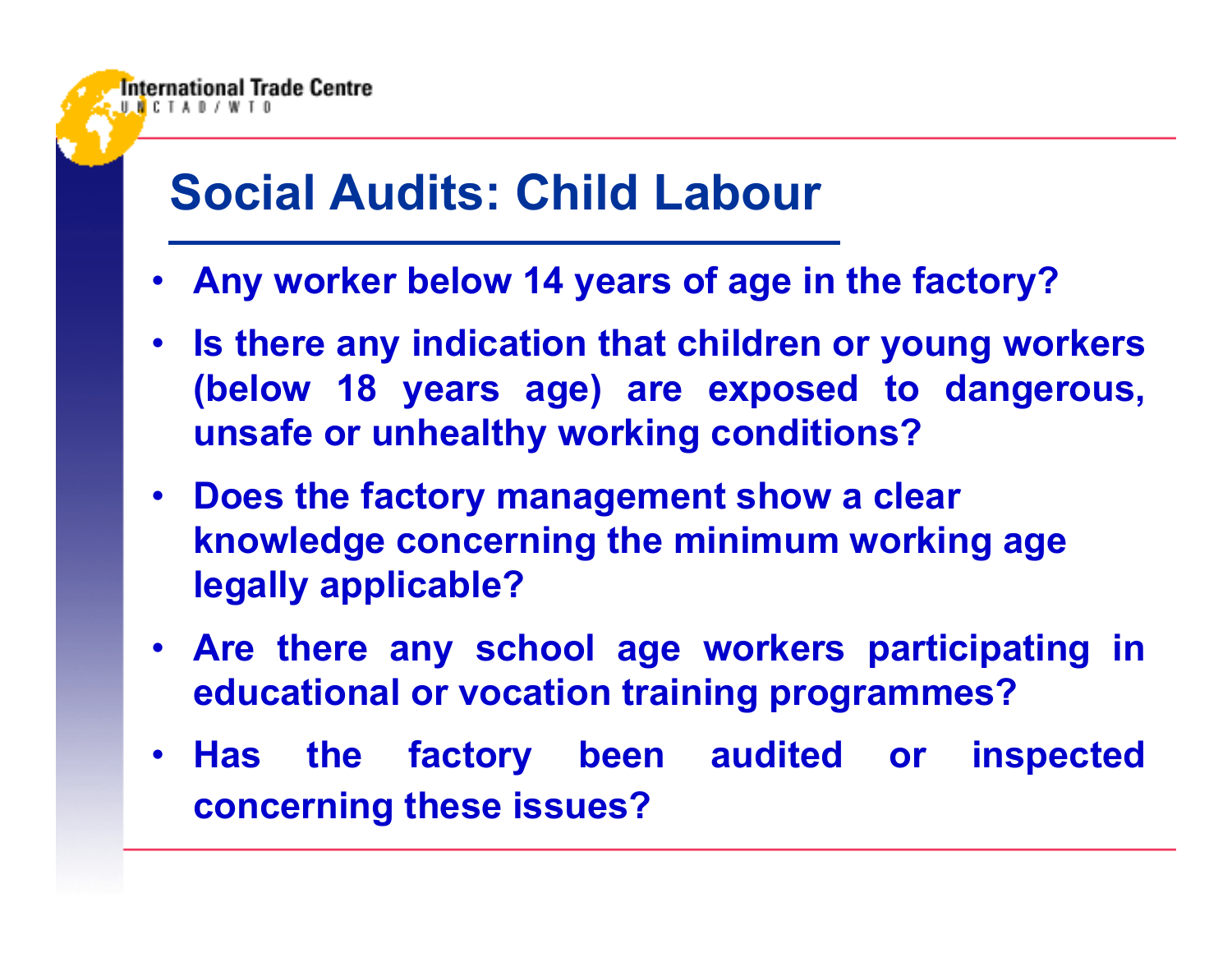# Social Audits: Child Labour

- **Any worker below 14 years of age in the factory?**
- **Is there any indication that children or young workers (below 18 years age) are exposed to dangerous, unsafe or unhealthy working conditions?**
- **Does the factory management show a clear knowledge concerning the minimum working age legally applicable?**
- **Are there any school age workers participating in educational or vocation training programmes?**
- **Has the factory been audited or inspected concerning these issues?**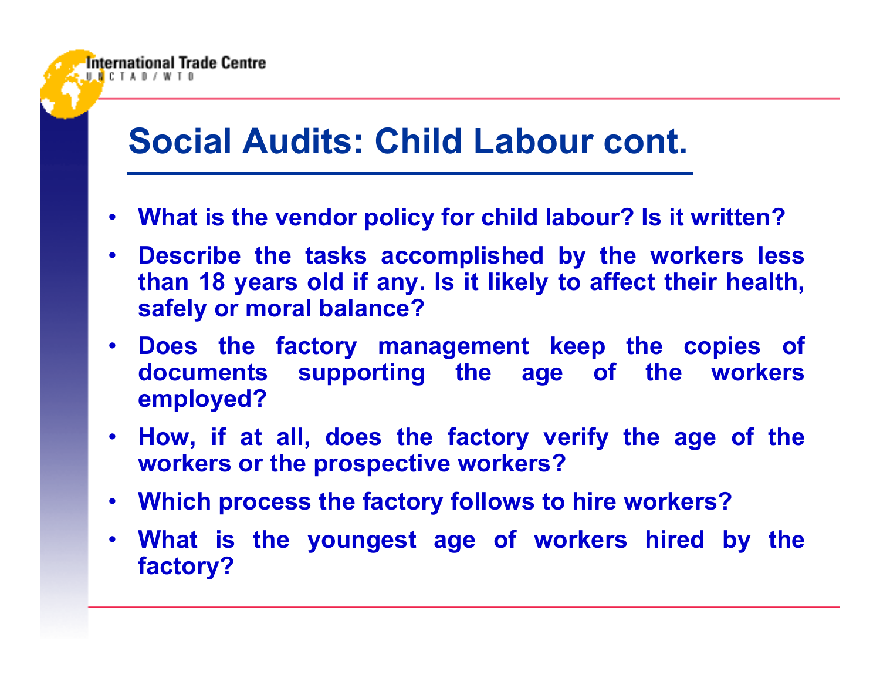# Social Audits: Child Labour cont.

- **What is the vendor policy for child labour? Is it written?**
- **Describe the tasks accomplished by the workers less than 18 years old if any. Is it likely to affect their health, safely or moral balance?**
- **Does the factory management keep the copies of documents supporting the age of the workers employed?**
- **How, if at all, does the factory verify the age of the workers or the prospective workers?**
- **Which process the factory follows to hire workers?**
- **What is the youngest age of workers hired by the factory?**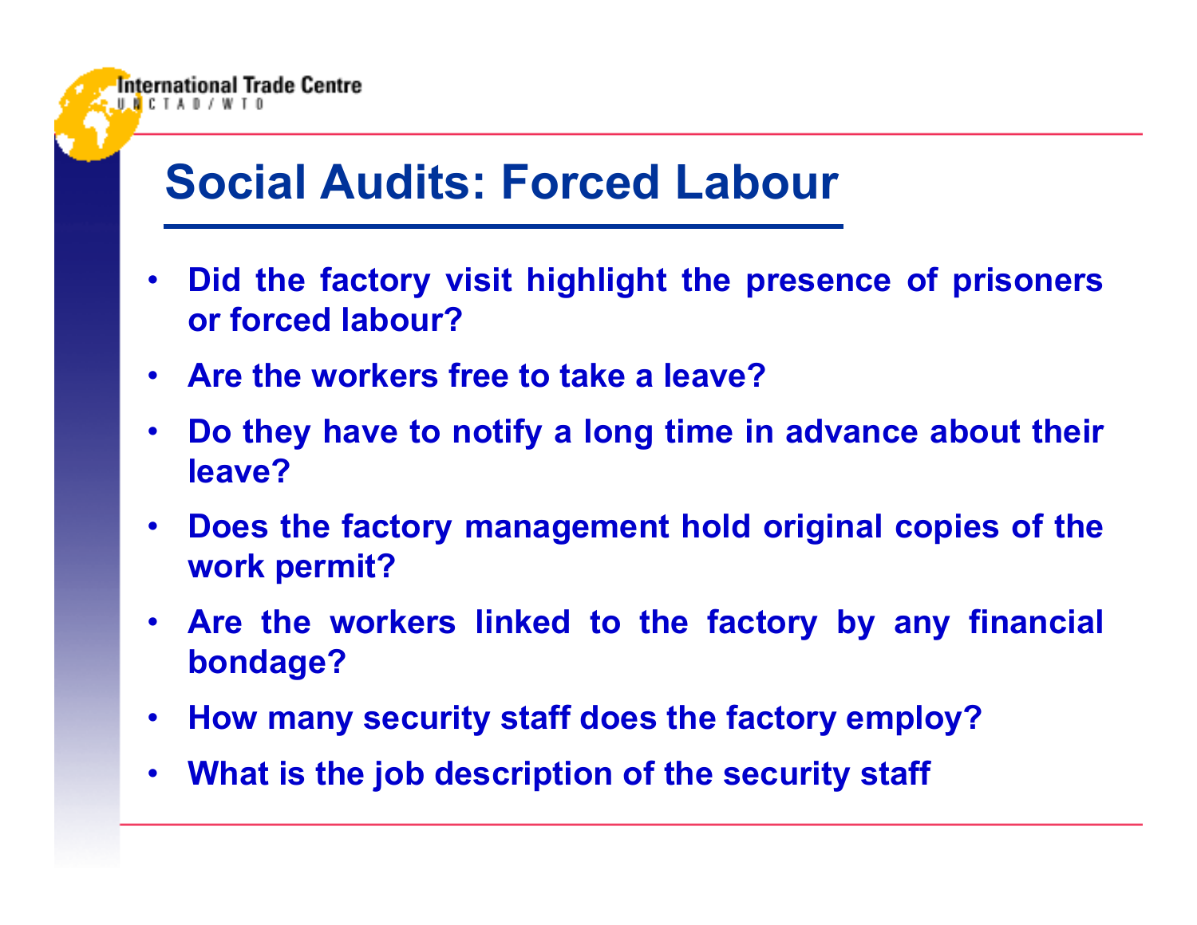# Social Audits: Forced Labour

- **Did the factory visit highlight the presence of prisoners or forced labour?**
- **Are the workers free to take a leave?**
- **Do they have to notify a long time in advance about their leave?**
- **Does the factory management hold original copies of the work permit?**
- **Are the workers linked to the factory by any financial bondage?**
- **How many security staff does the factory employ?**
- **What is the job description of the security staff**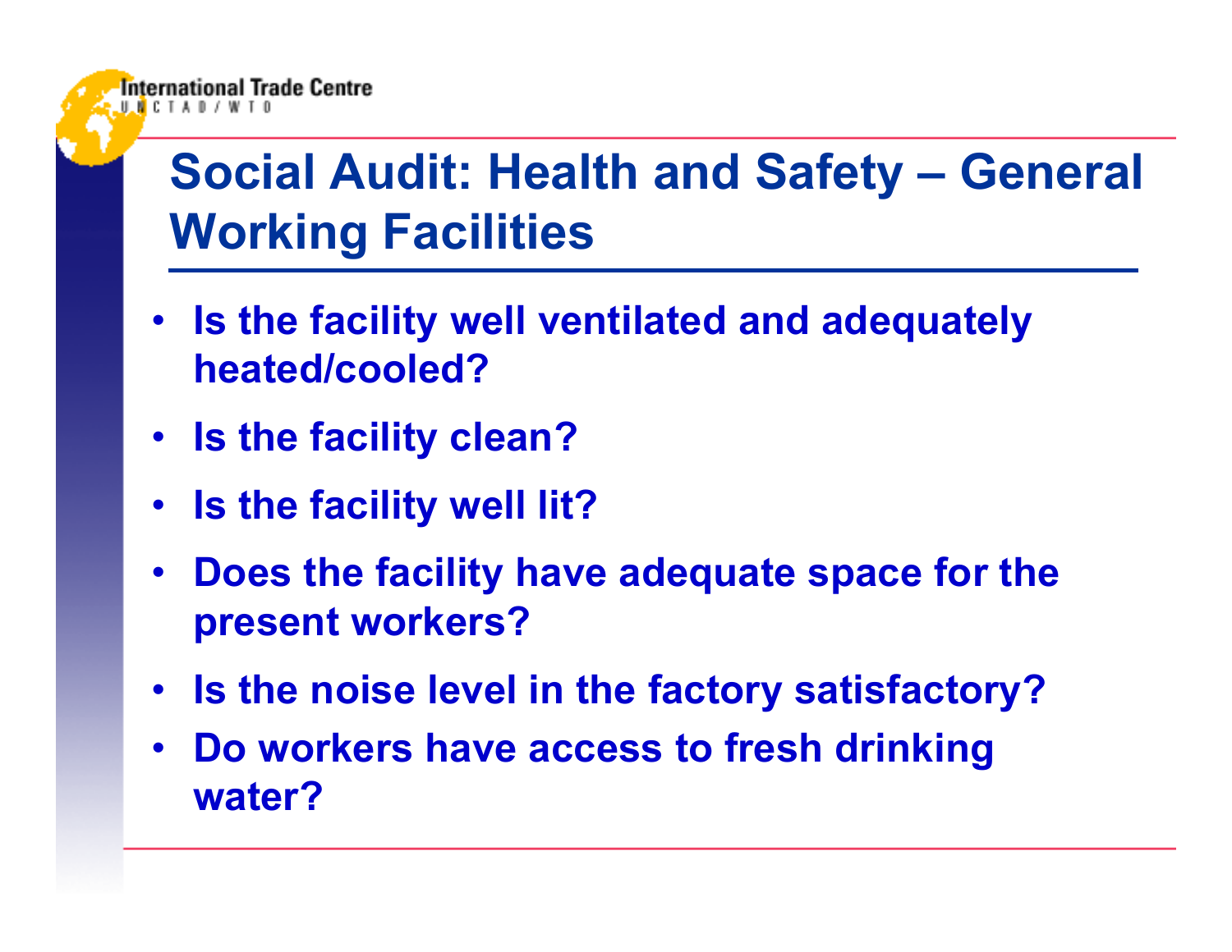# Social Audit: Health and Safety – General Working Facilities

- Is the facility well ventilated and adequately heated/cooled?
- Is the facility clean?
- Is the facility well lit?
- Does the facility have adequate space for the present workers?
- Is the noise level in the factory satisfactory?
- Do workers have access to fresh drinking water?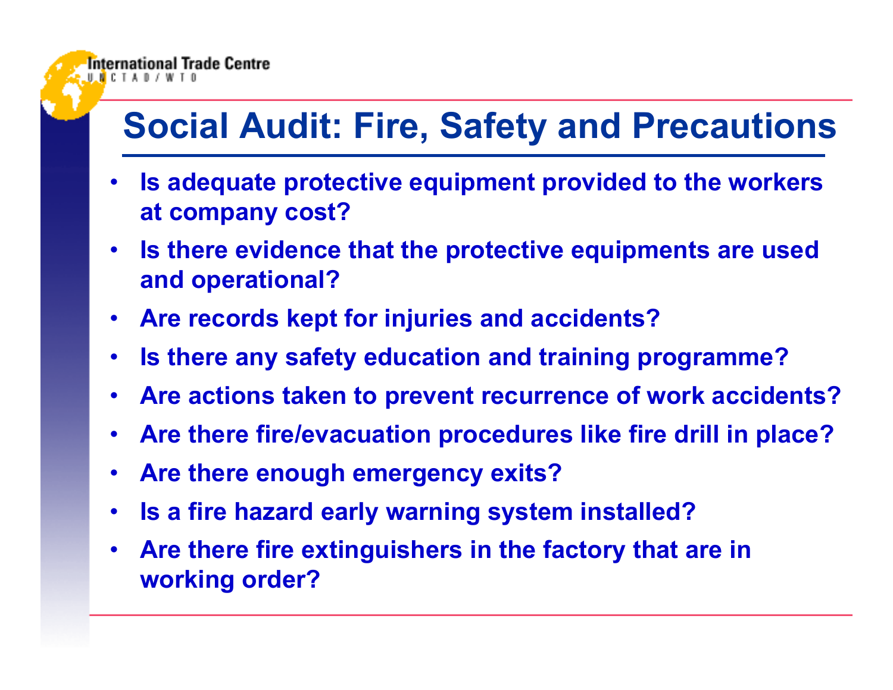# Social Audit: Fire, Safety and Precautions

- Is adequate protective equipment provided to the workers at company cost?
- Is there evidence that the protective equipments are used and operational?
- Are records kept for injuries and accidents?
- Is there any safety education and training programme?
- Are actions taken to prevent recurrence of work accidents?
- Are there fire/evacuation procedures like fire drill in place?
- Are there enough emergency exits?
- Is a fire hazard early warning system installed?
- Are there fire extinguishers in the factory that are in working order?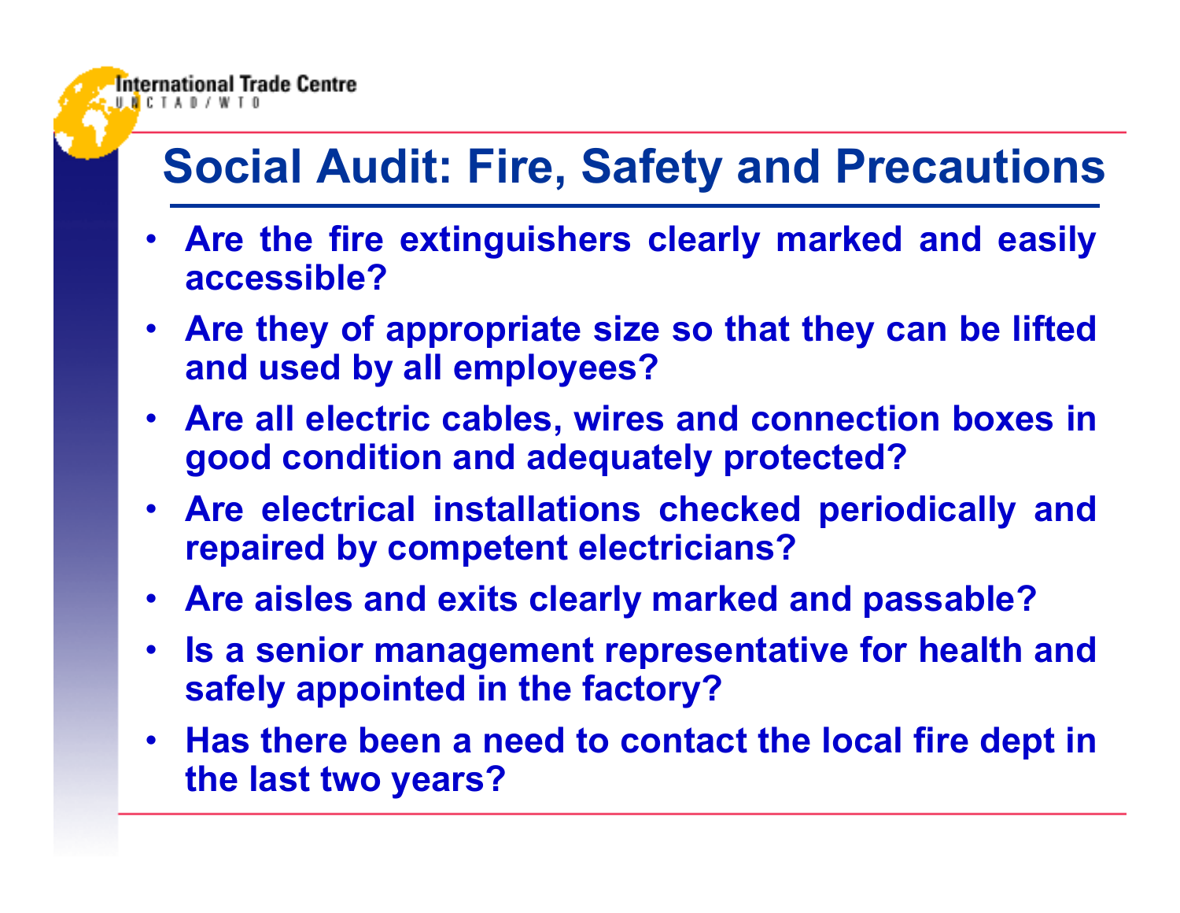# Social Audit: Fire, Safety and Precautions

- Are the fire extinguishers clearly marked and easily accessible?
- Are they of appropriate size so that they can be lifted and used by all employees?
- Are all electric cables, wires and connection boxes in good condition and adequately protected?
- Are electrical installations checked periodically and repaired by competent electricians?
- Are aisles and exits clearly marked and passable?
- Is a senior management representative for health and safely appointed in the factory?
- Has there been a need to contact the local fire dept in the last two years?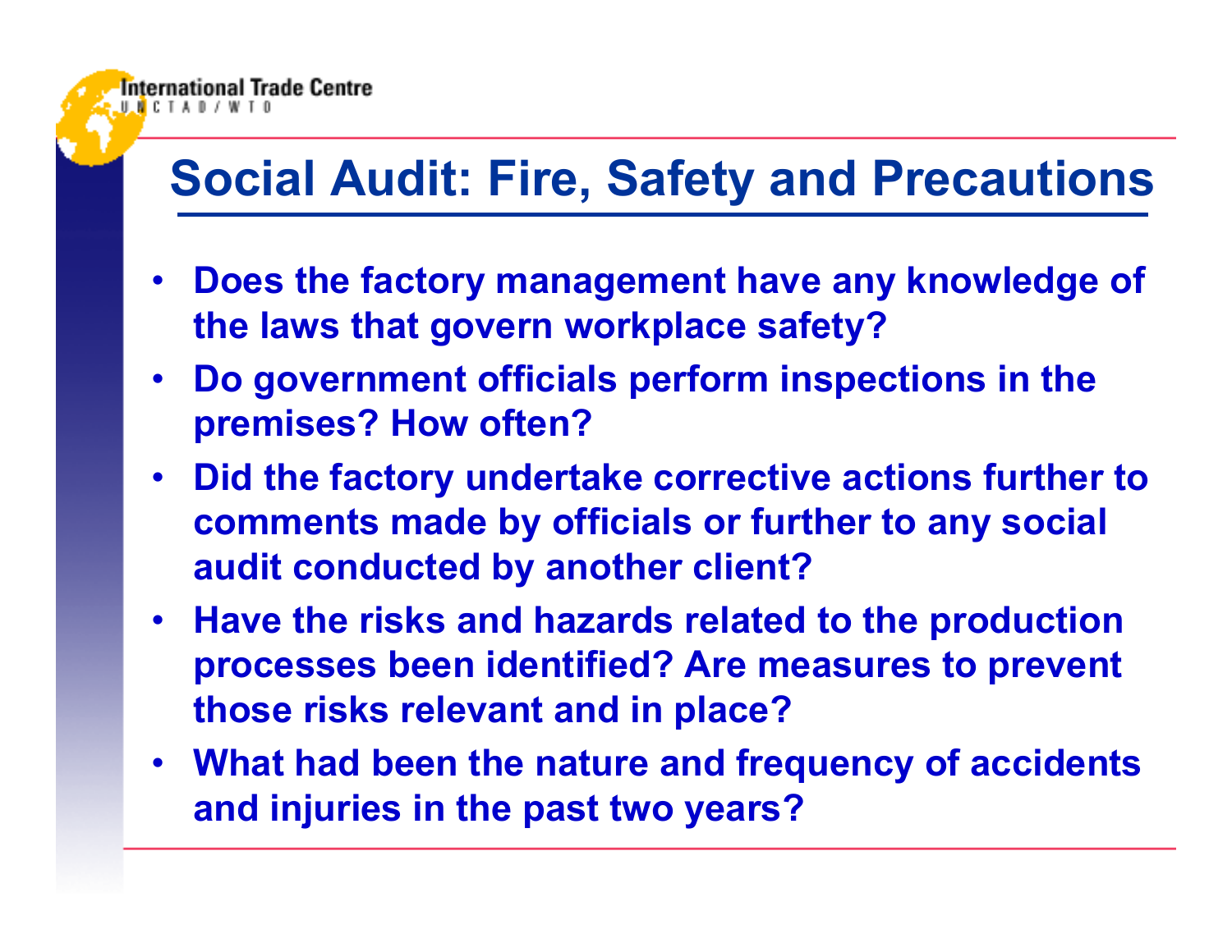# Social Audit: Fire, Safety and Precautions

- **Does the factory management have any knowledge of the laws that govern workplace safety?**
- **Do government officials perform inspections in the premises? How often?**
- **Did the factory undertake corrective actions further to comments made by officials or further to any social audit conducted by another client?**
- **Have the risks and hazards related to the production processes been identified? Are measures to prevent those risks relevant and in place?**
- **What had been the nature and frequency of accidents and injuries in the past two years?**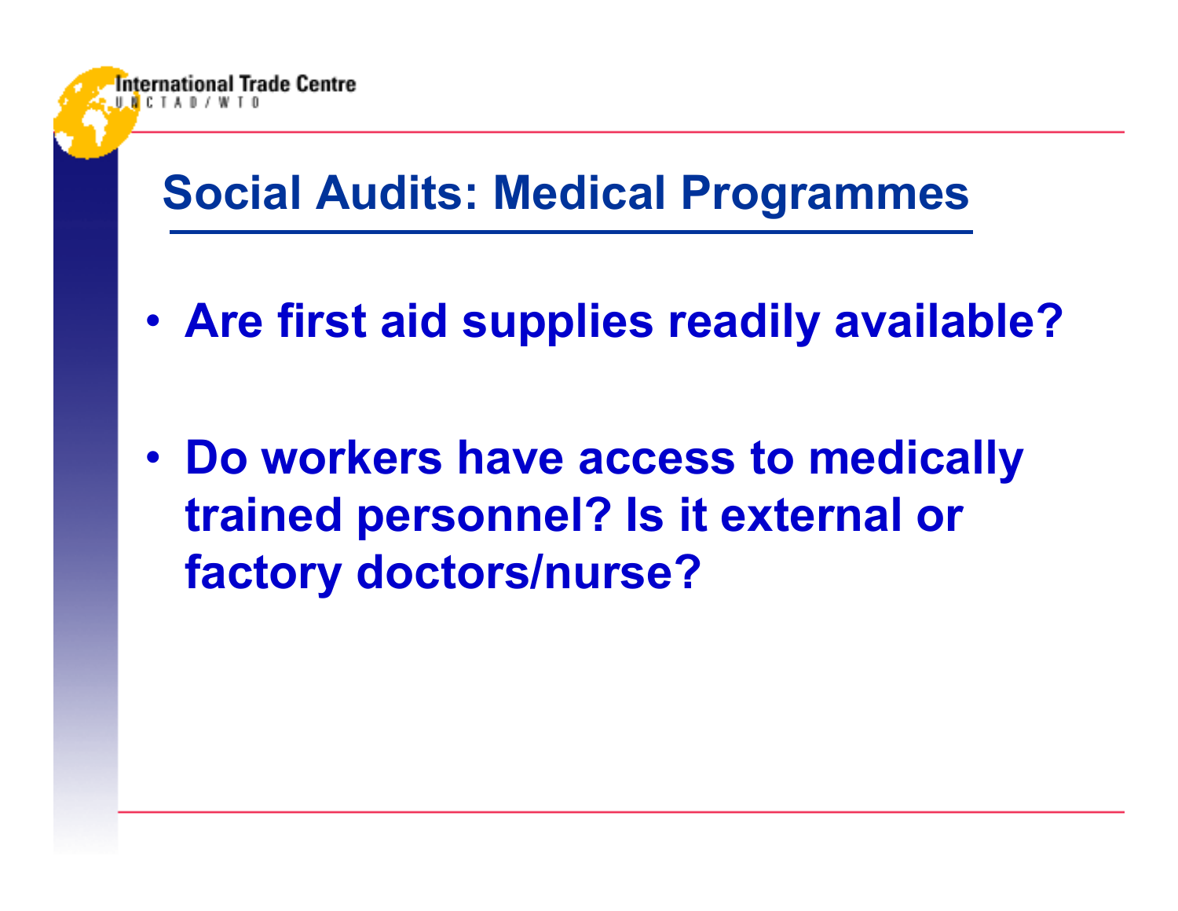## Social Audits: Medical Programmes

- **Are first aid supplies readily available?**
- **Do workers have access to medically trained personnel? Is it external or factory doctors/nurse?**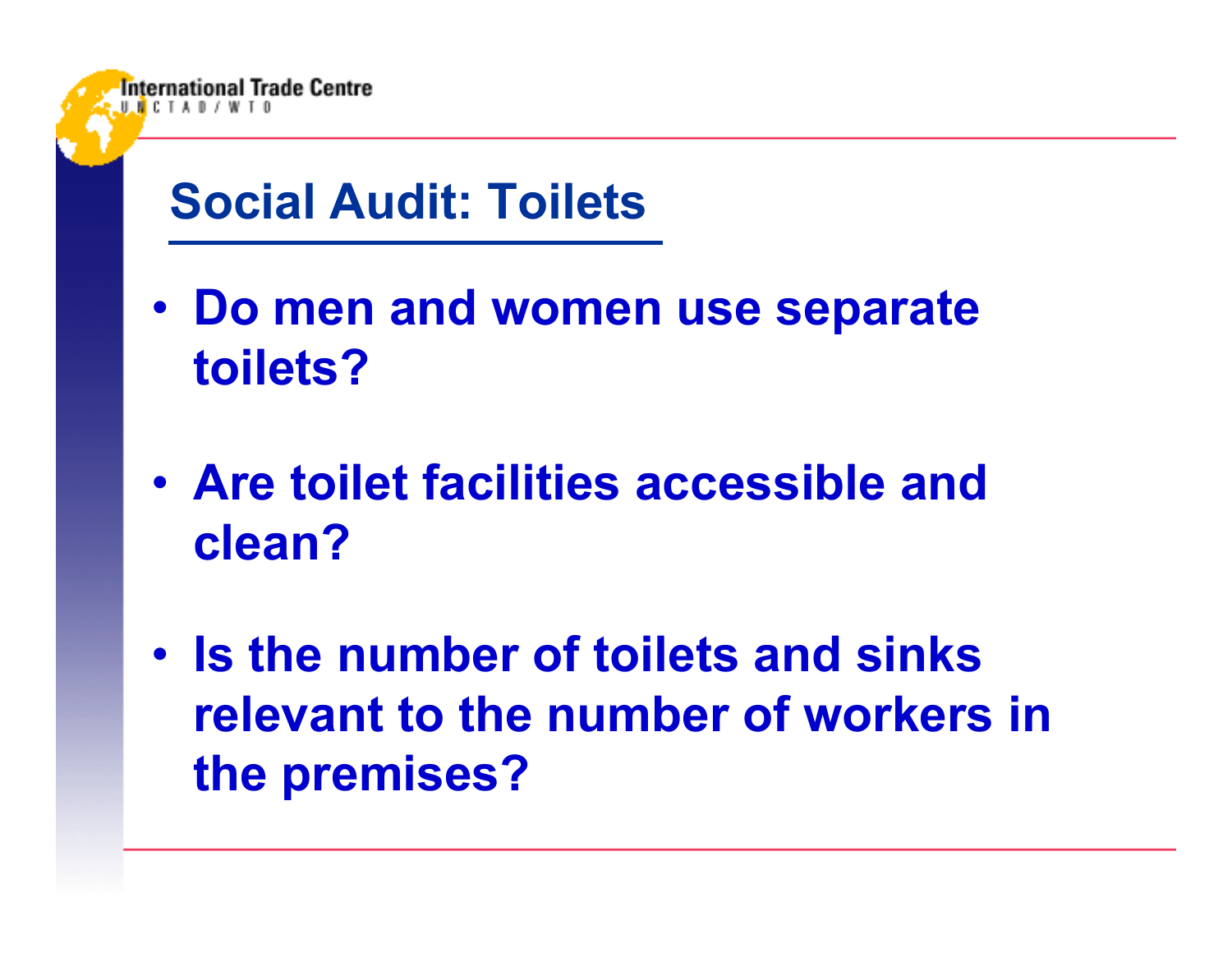## Social Audit: Toilets

- **Do men and women use separate toilets?**
- **Are toilet facilities accessible and clean?**
- **Is the number of toilets and sinks relevant to the number of workers in the premises?**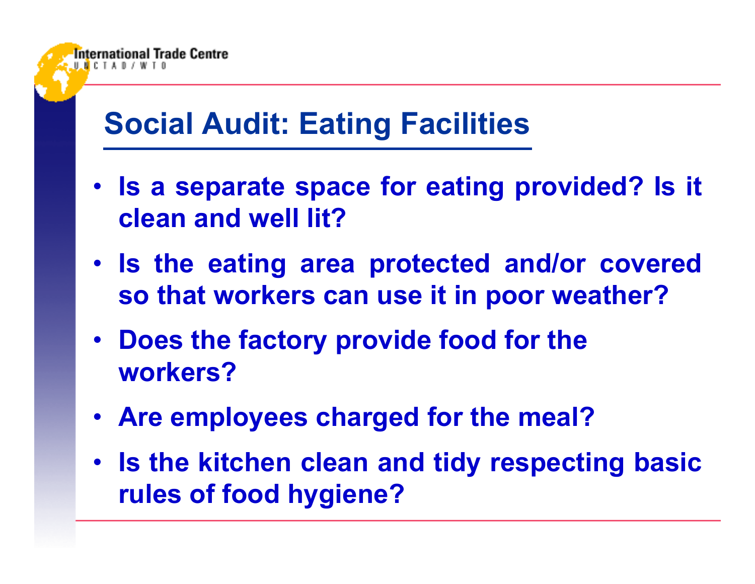# Social Audit: Eating Facilities

- Is a separate space for eating provided? Is it clean and well lit?
- Is the eating area protected and/or covered so that workers can use it in poor weather?
- Does the factory provide food for the workers?
- Are employees charged for the meal?
- Is the kitchen clean and tidy respecting basic rules of food hygiene?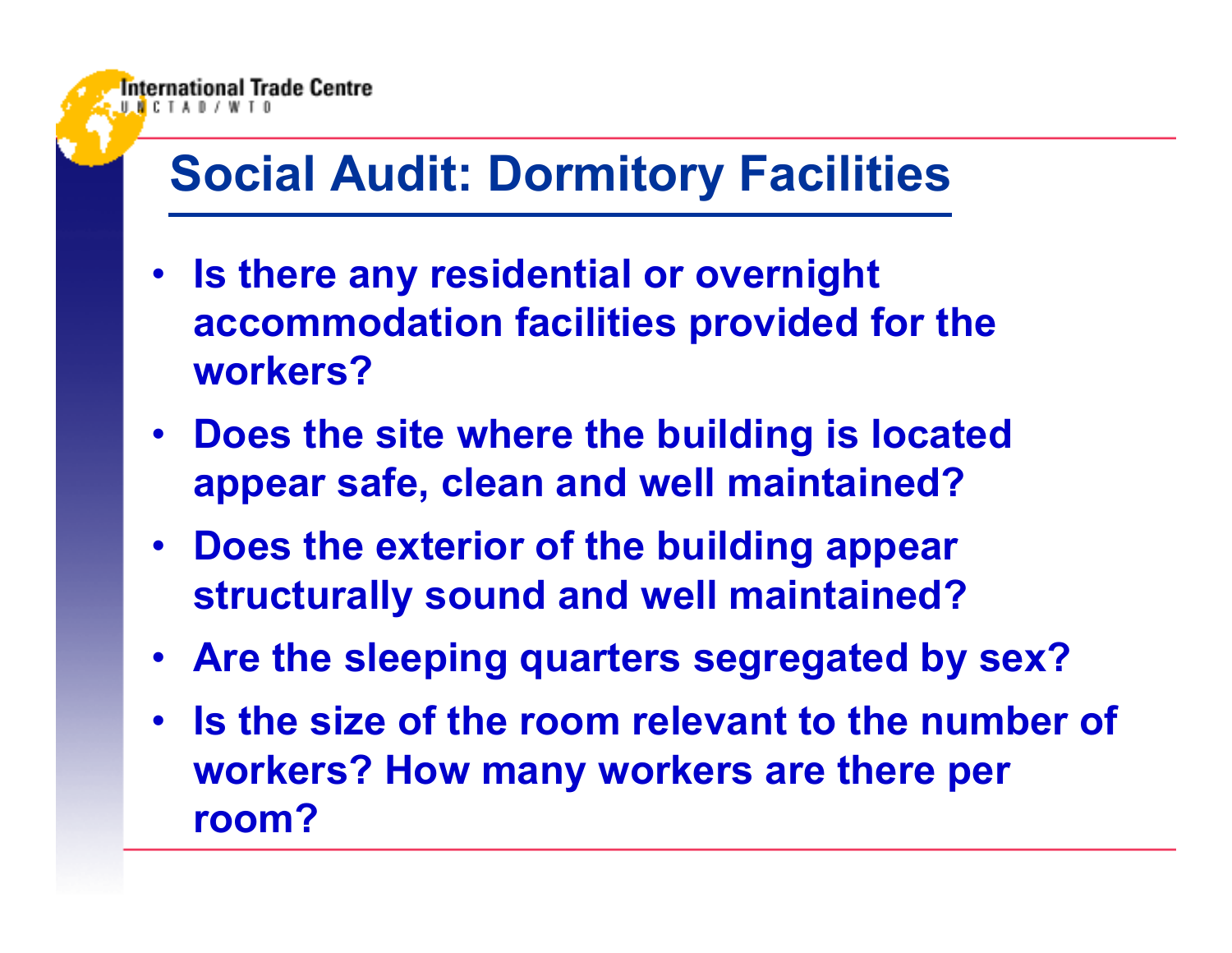# Social Audit: Dormitory Facilities

- **Is there any residential or overnight accommodation facilities provided for the workers?**
- **Does the site where the building is located appear safe, clean and well maintained?**
- **Does the exterior of the building appear structurally sound and well maintained?**
- **Are the sleeping quarters segregated by sex?**
- **Is the size of the room relevant to the number of workers? How many workers are there per room?**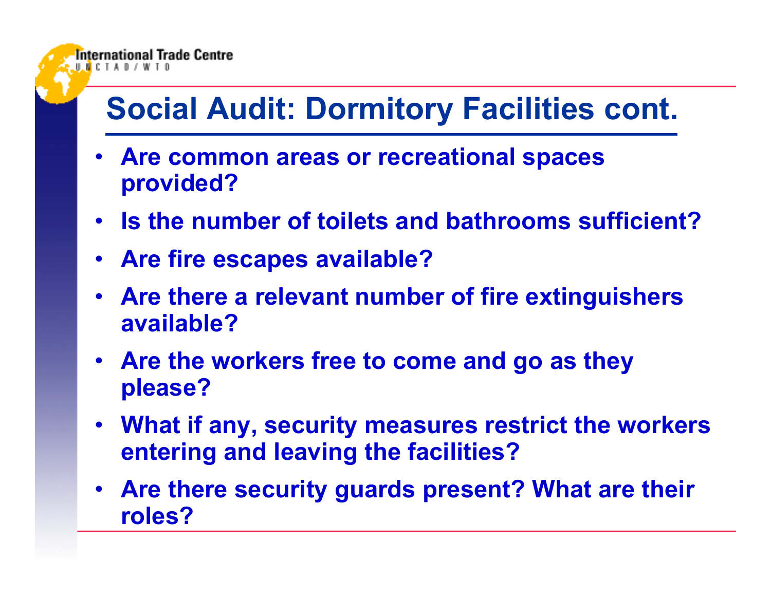# Social Audit: Dormitory Facilities cont.

- **Are common areas or recreational spaces provided?**
- **Is the number of toilets and bathrooms sufficient?**
- **Are fire escapes available?**
- **Are there a relevant number of fire extinguishers available?**
- **Are the workers free to come and go as they please?**
- **What if any, security measures restrict the workers entering and leaving the facilities?**
- **Are there security guards present? What are their roles?**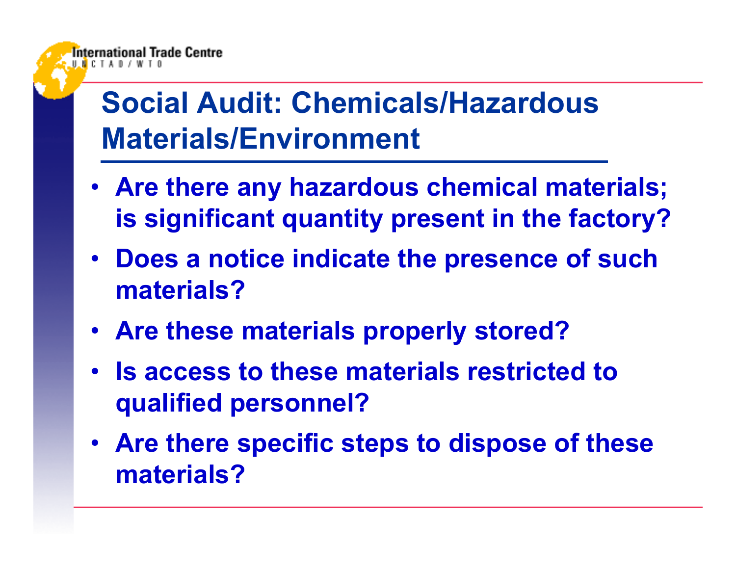# Social Audit: Chemicals/Hazardous Materials/Environment

- Are there any hazardous chemical materials; is significant quantity present in the factory?
- Does a notice indicate the presence of such materials?
- Are these materials properly stored?
- Is access to these materials restricted to qualified personnel?
- Are there specific steps to dispose of these materials?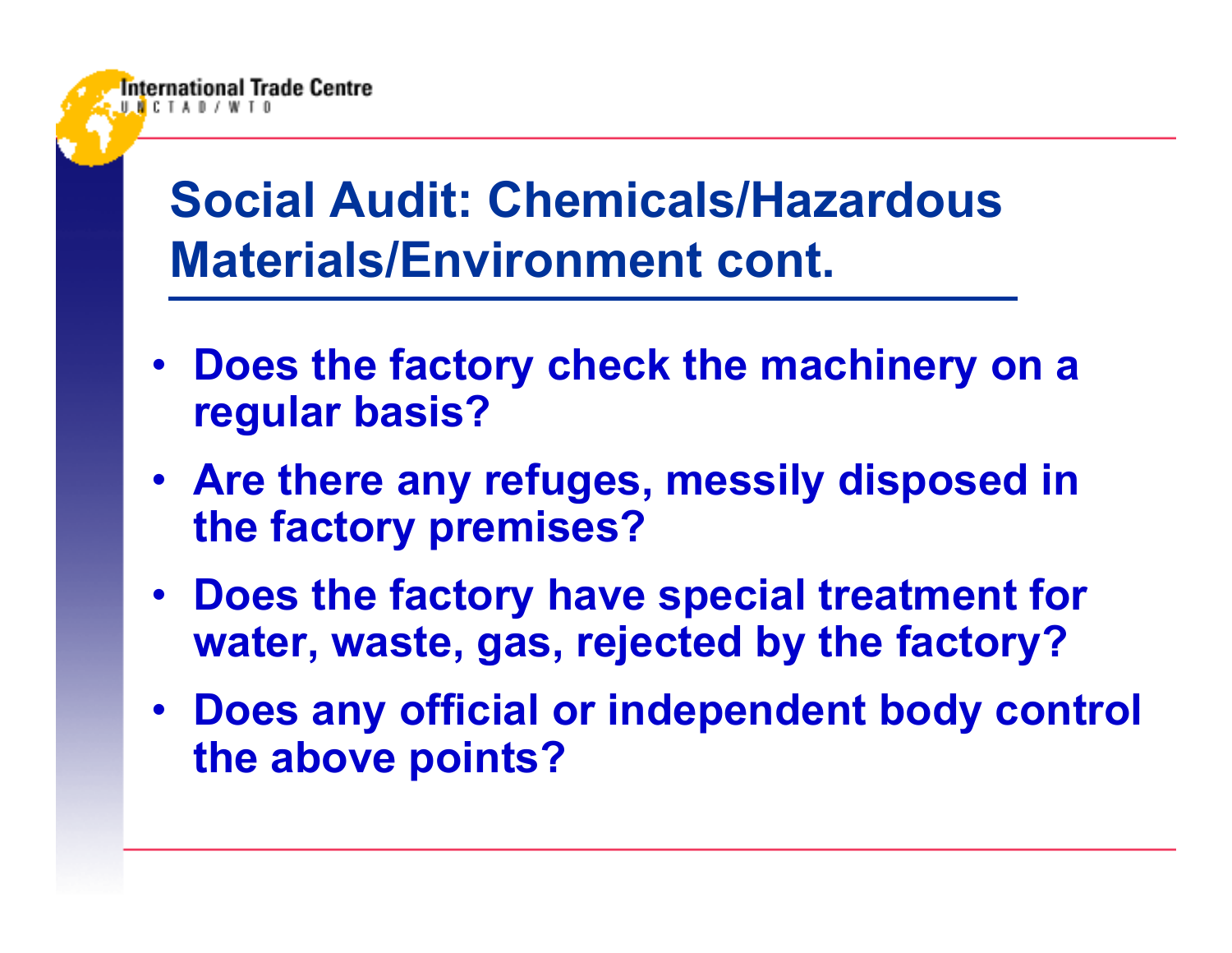# Social Audit: Chemicals/Hazardous Materials/Environment cont.

- **Does the factory check the machinery on a regular basis?**
- **Are there any refuges, messily disposed in the factory premises?**
- **Does the factory have special treatment for water, waste, gas, rejected by the factory?**
- **Does any official or independent body control the above points?**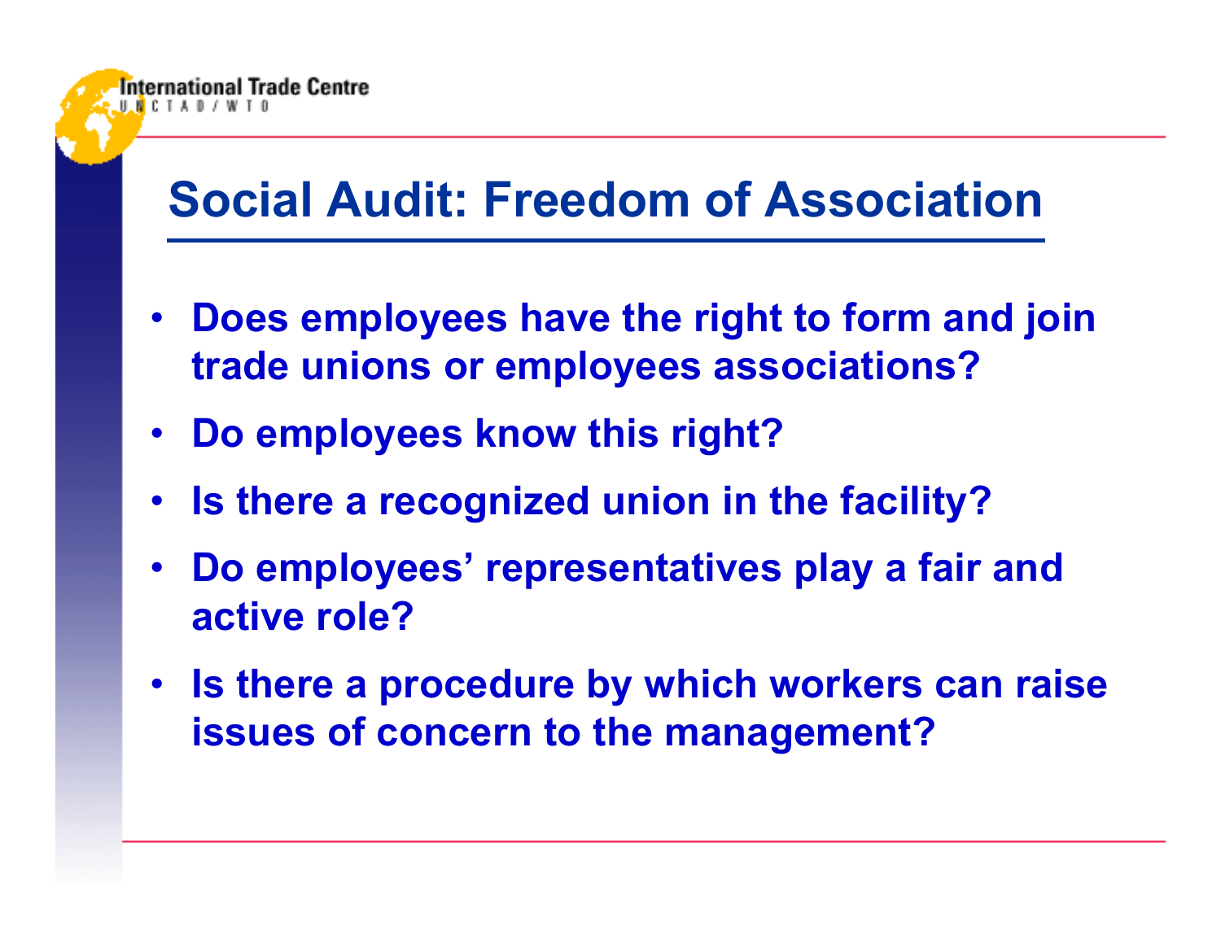# Social Audit: Freedom of Association

- Does employees have the right to form and join trade unions or employees associations?
- Do employees know this right?
- Is there a recognized union in the facility?
- Do employees' representatives play a fair and active role?
- Is there a procedure by which workers can raise issues of concern to the management?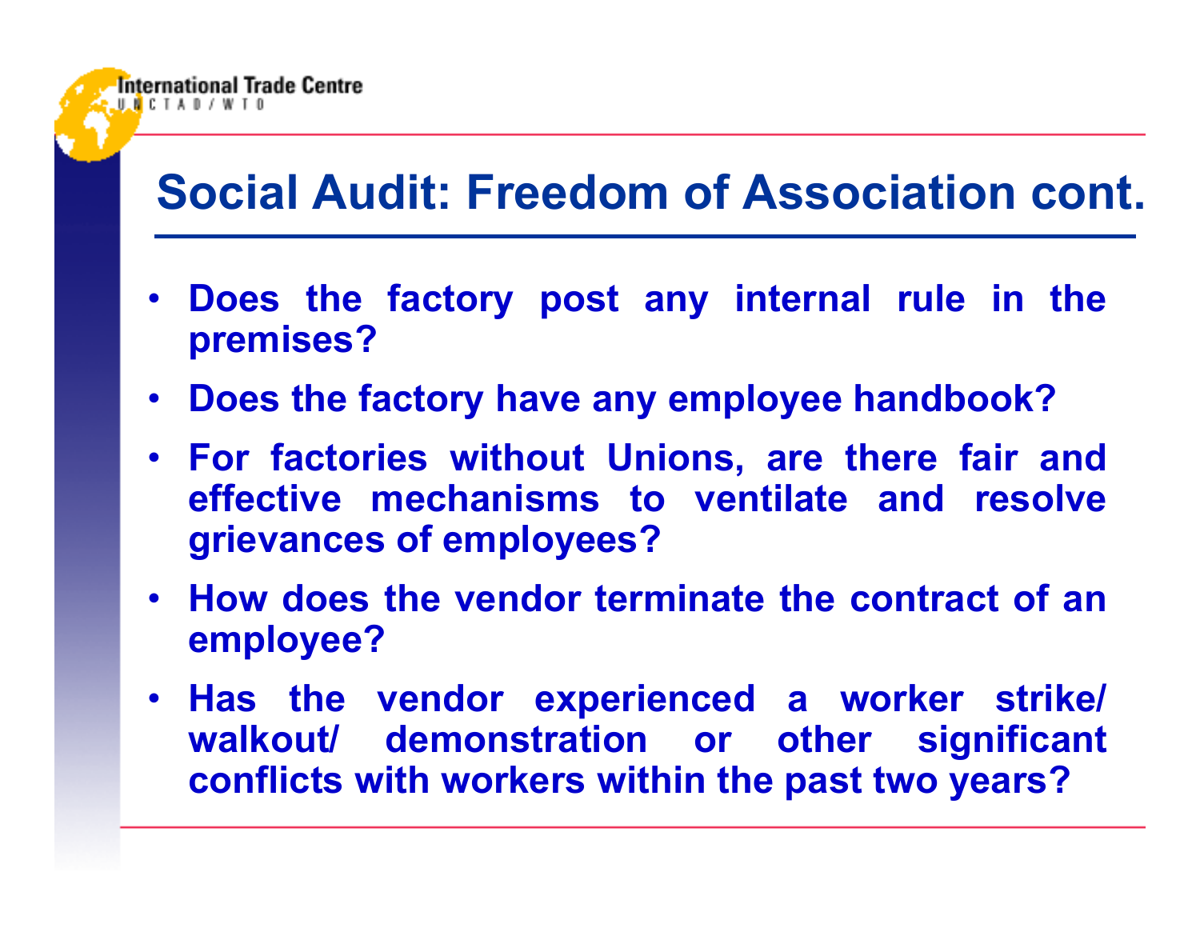# Social Audit: Freedom of Association cont.

- **Does the factory post any internal rule in the premises?**
- **Does the factory have any employee handbook?**
- **For factories without Unions, are there fair and effective mechanisms to ventilate and resolve grievances of employees?**
- **How does the vendor terminate the contract of an employee?**
- **Has the vendor experienced a worker strike/ walkout/ demonstration or other significant conflicts with workers within the past two years?**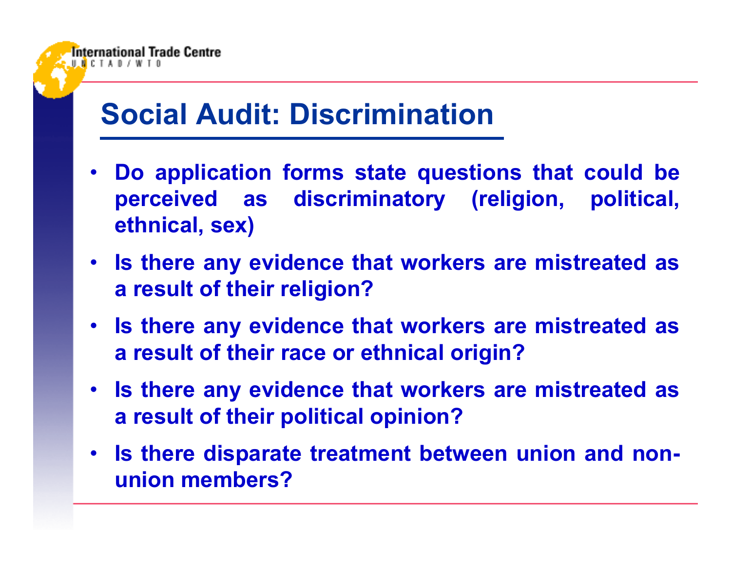# Social Audit: Discrimination

- **Do application forms state questions that could be perceived as discriminatory (religion, political, ethnical, sex)**
- **Is there any evidence that workers are mistreated as a result of their religion?**
- **Is there any evidence that workers are mistreated as a result of their race or ethnical origin?**
- **Is there any evidence that workers are mistreated as a result of their political opinion?**
- **Is there disparate treatment between union and non-union members?**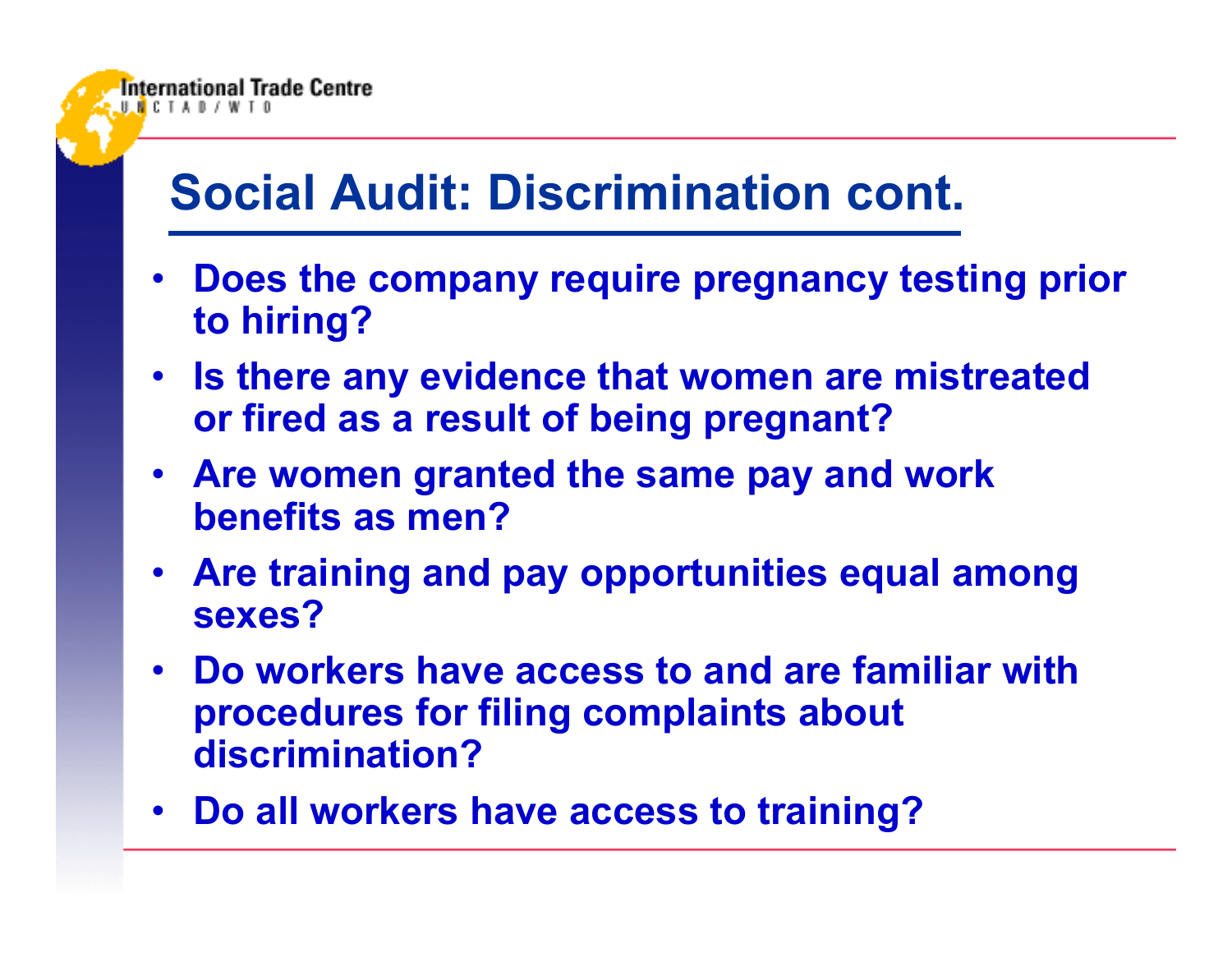# Social Audit: Discrimination cont.

- Does the company require pregnancy testing prior to hiring?
- Is there any evidence that women are mistreated or fired as a result of being pregnant?
- Are women granted the same pay and work benefits as men?
- Are training and pay opportunities equal among sexes?
- Do workers have access to and are familiar with procedures for filing complaints about discrimination?
- Do all workers have access to training?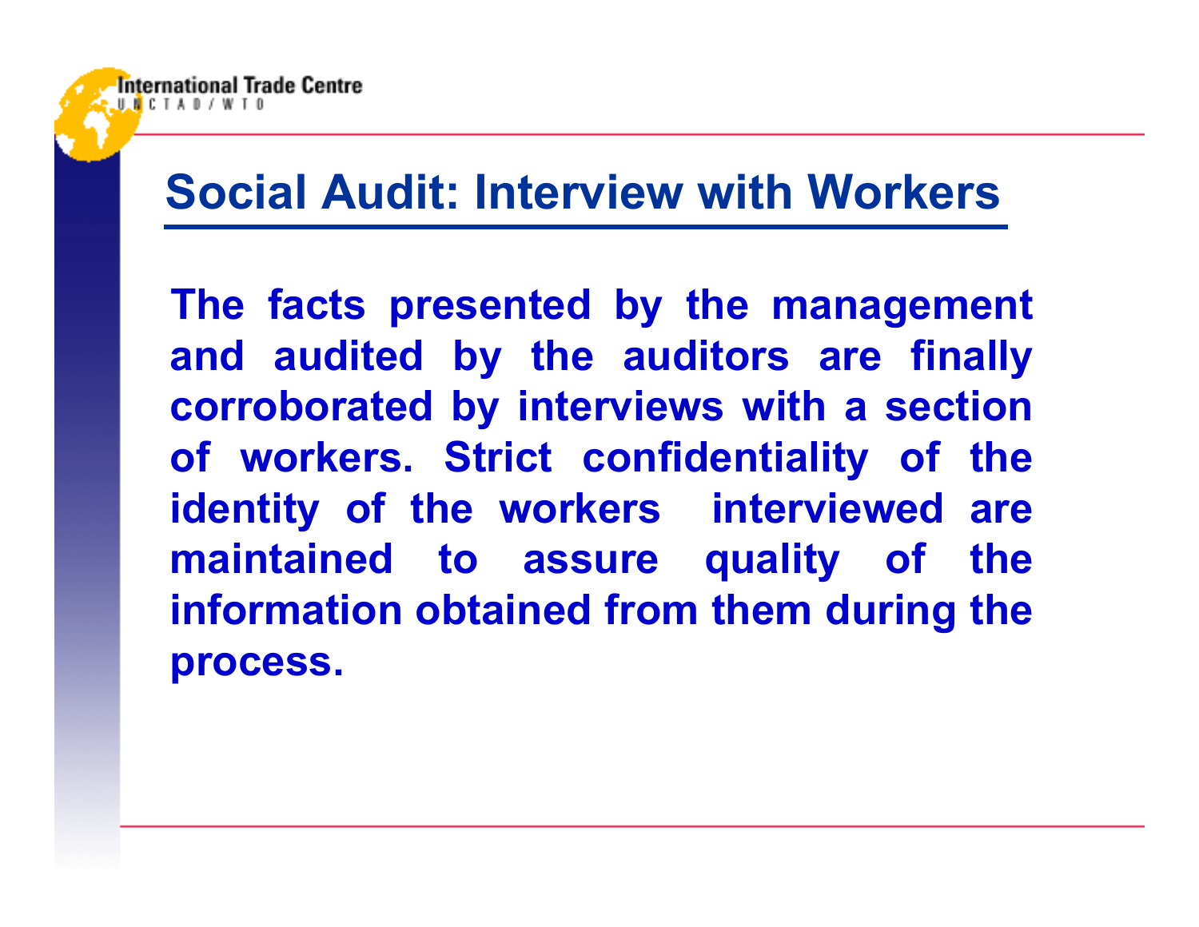## Social Audit: Interview with Workers

**The facts presented by the management and audited by the auditors are finally corroborated by interviews with a section of workers. Strict confidentiality of the identity of the workers interviewed are maintained to assure quality of the information obtained from them during the process.**